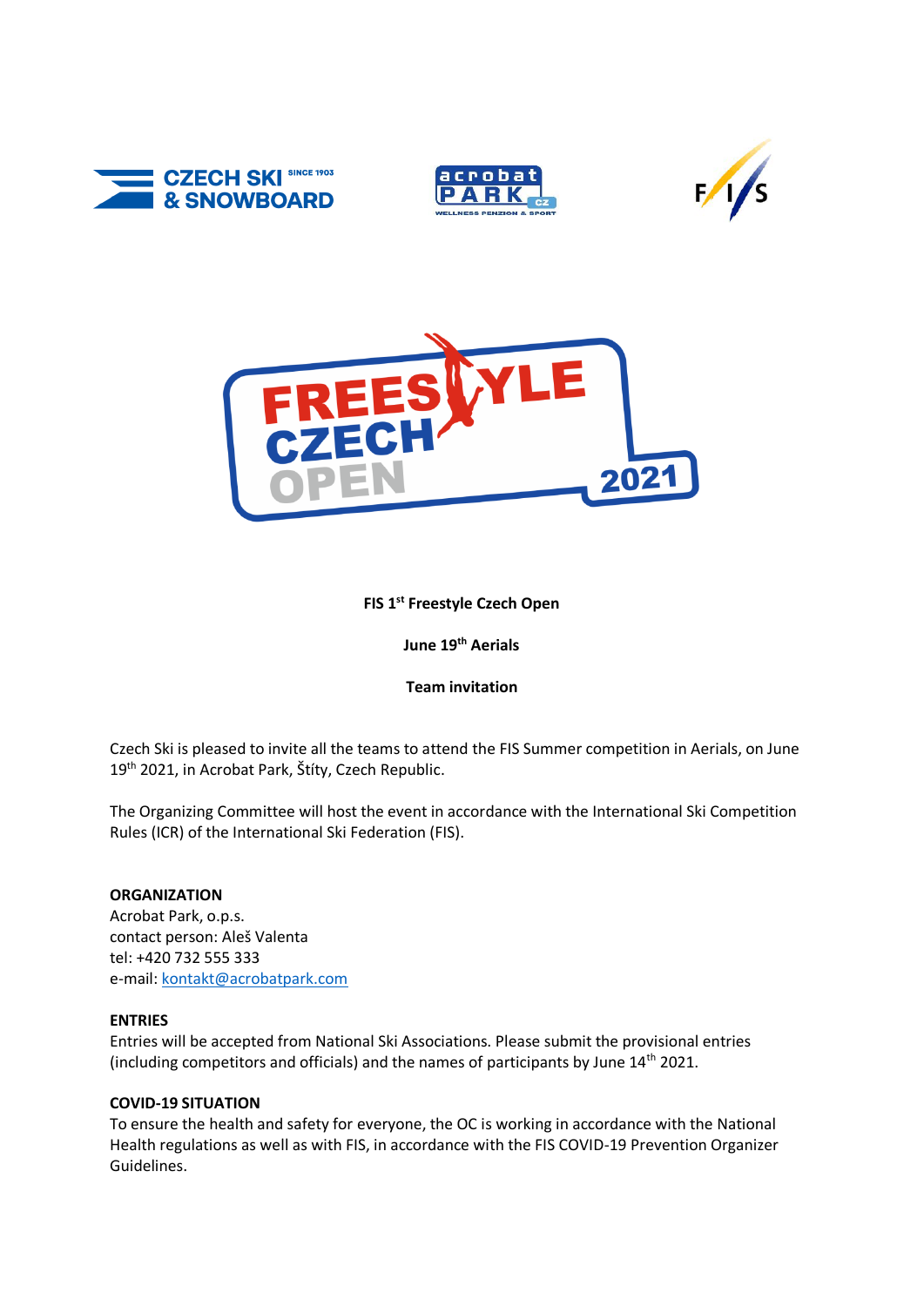**FIS 1st Freestyle Czech Open**

**June 19th Aerials**

**Team invitation**

Czech Ski is pleased to invite all the teams to attend the FIS Summer competition in Aerials, on June 19th 2021, in Acrobat Park, Štíty, Czech Republic.

The Organizing Committee will host the event in accordance with the International Ski Competition Rules (ICR) of the International Ski Federation (FIS).

**ORGANIZATION**

Acrobat Park, o.p.s.
contact person: Aleš Valenta
tel: +420 732 555 333
e-mail: kontakt@acrobatpark.com

**ENTRIES**

Entries will be accepted from National Ski Associations. Please submit the provisional entries (including competitors and officials) and the names of participants by June 14th 2021.

**COVID-19 SITUATION**

To ensure the health and safety for everyone, the OC is working in accordance with the National Health regulations as well as with FIS, in accordance with the FIS COVID-19 Prevention Organizer Guidelines.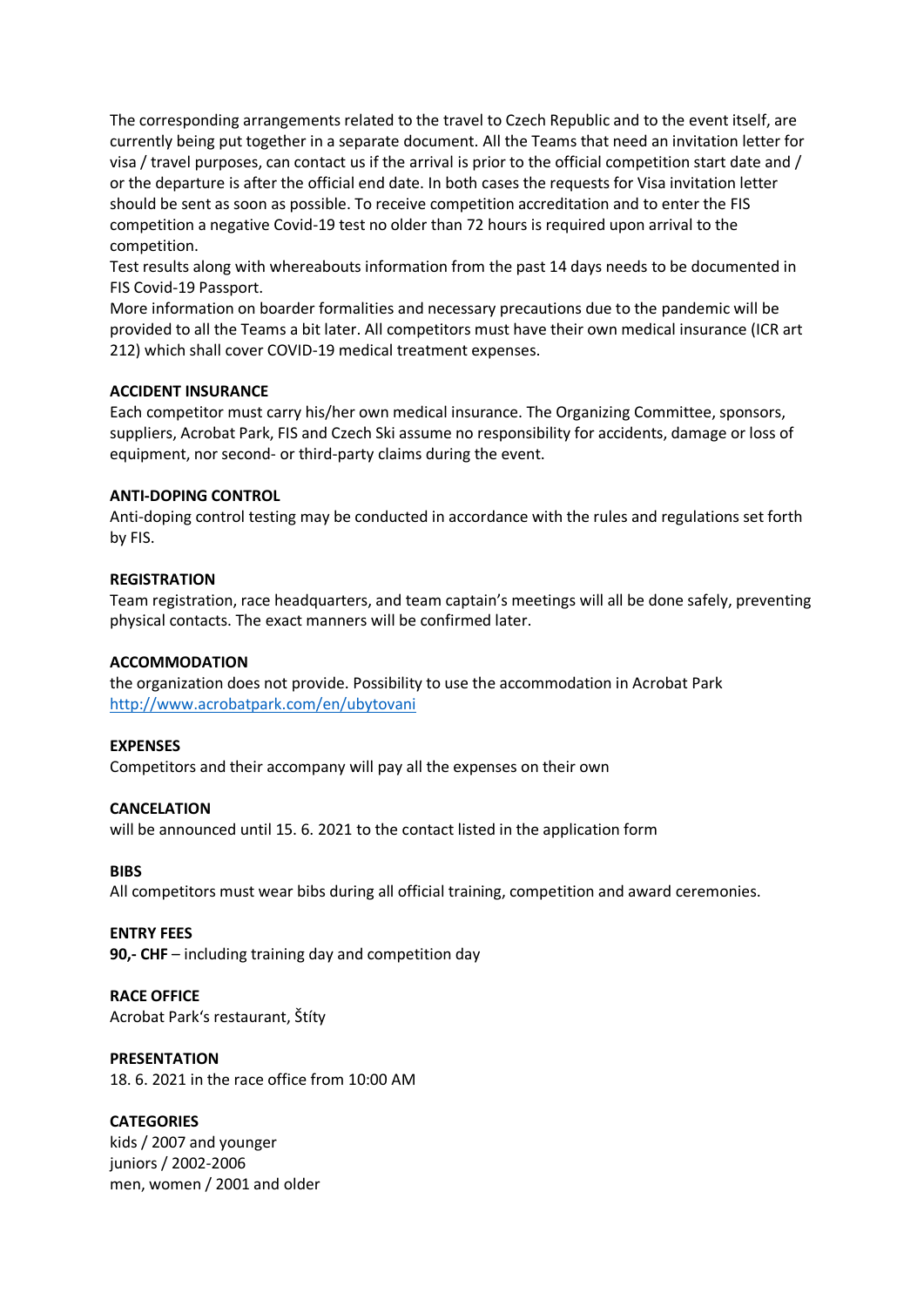The corresponding arrangements related to the travel to Czech Republic and to the event itself, are currently being put together in a separate document. All the Teams that need an invitation letter for visa / travel purposes, can contact us if the arrival is prior to the official competition start date and / or the departure is after the official end date. In both cases the requests for Visa invitation letter should be sent as soon as possible. To receive competition accreditation and to enter the FIS competition a negative Covid-19 test no older than 72 hours is required upon arrival to the competition.
Test results along with whereabouts information from the past 14 days needs to be documented in FIS Covid-19 Passport.
More information on boarder formalities and necessary precautions due to the pandemic will be provided to all the Teams a bit later. All competitors must have their own medical insurance (ICR art 212) which shall cover COVID-19 medical treatment expenses.

**ACCIDENT INSURANCE**
Each competitor must carry his/her own medical insurance. The Organizing Committee, sponsors, suppliers, Acrobat Park, FIS and Czech Ski assume no responsibility for accidents, damage or loss of equipment, nor second- or third-party claims during the event.

**ANTI-DOPING CONTROL**
Anti-doping control testing may be conducted in accordance with the rules and regulations set forth by FIS.

**REGISTRATION**
Team registration, race headquarters, and team captain's meetings will all be done safely, preventing physical contacts. The exact manners will be confirmed later.

**ACCOMMODATION**
the organization does not provide. Possibility to use the accommodation in Acrobat Park
http://www.acrobatpark.com/en/ubytovani

**EXPENSES**
Competitors and their accompany will pay all the expenses on their own

**CANCELATION**
will be announced until 15. 6. 2021 to the contact listed in the application form

**BIBS**
All competitors must wear bibs during all official training, competition and award ceremonies.

**ENTRY FEES**
**90,- CHF** – including training day and competition day

**RACE OFFICE**
Acrobat Park's restaurant, Štíty

**PRESENTATION**
18. 6. 2021 in the race office from 10:00 AM

**CATEGORIES**
kids / 2007 and younger
juniors / 2002-2006
men, women / 2001 and older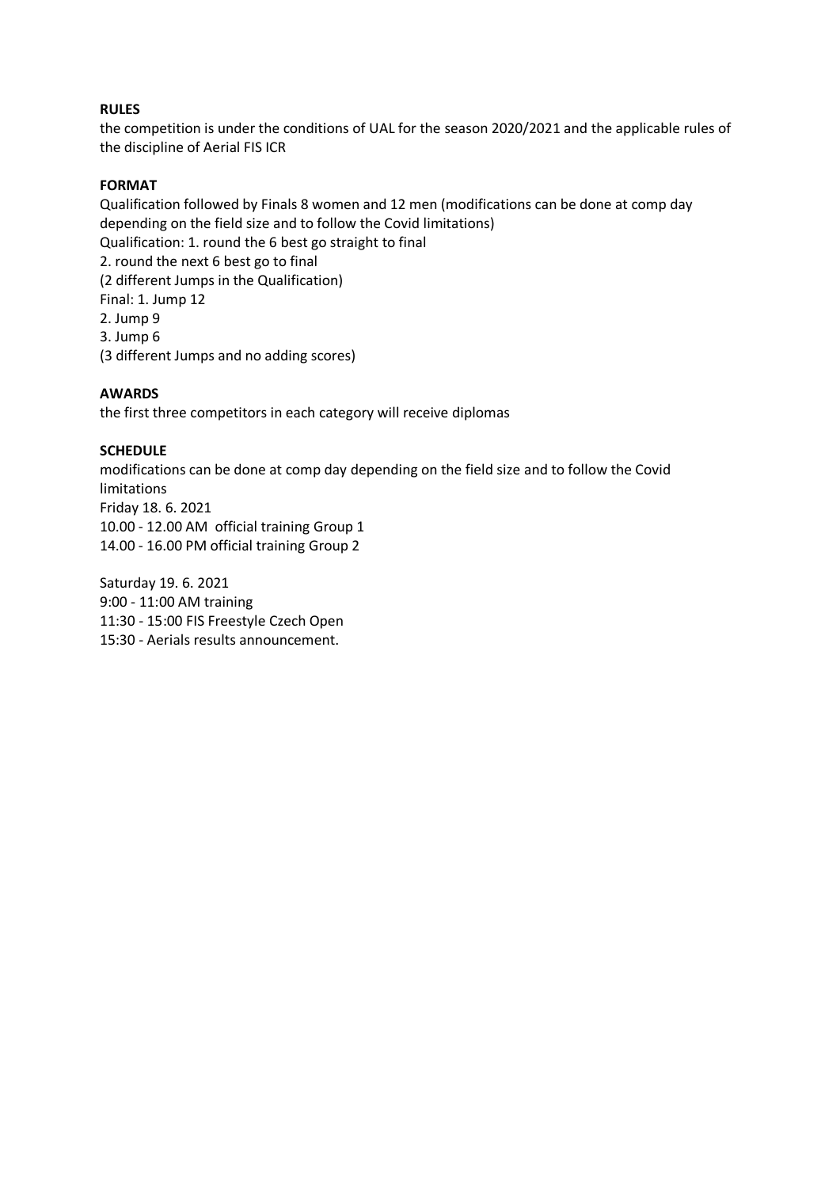**RULES**

the competition is under the conditions of UAL for the season 2020/2021 and the applicable rules of the discipline of Aerial FIS ICR

**FORMAT**

Qualification followed by Finals 8 women and 12 men (modifications can be done at comp day depending on the field size and to follow the Covid limitations)
Qualification: 1. round the 6 best go straight to final
2. round the next 6 best go to final
(2 different Jumps in the Qualification)
Final: 1. Jump 12
2. Jump 9
3. Jump 6
(3 different Jumps and no adding scores)

**AWARDS**

the first three competitors in each category will receive diplomas

**SCHEDULE**

modifications can be done at comp day depending on the field size and to follow the Covid limitations
Friday 18. 6. 2021
10.00 - 12.00 AM official training Group 1
14.00 - 16.00 PM official training Group 2

Saturday 19. 6. 2021
9:00 - 11:00 AM training
11:30 - 15:00 FIS Freestyle Czech Open
15:30 - Aerials results announcement.